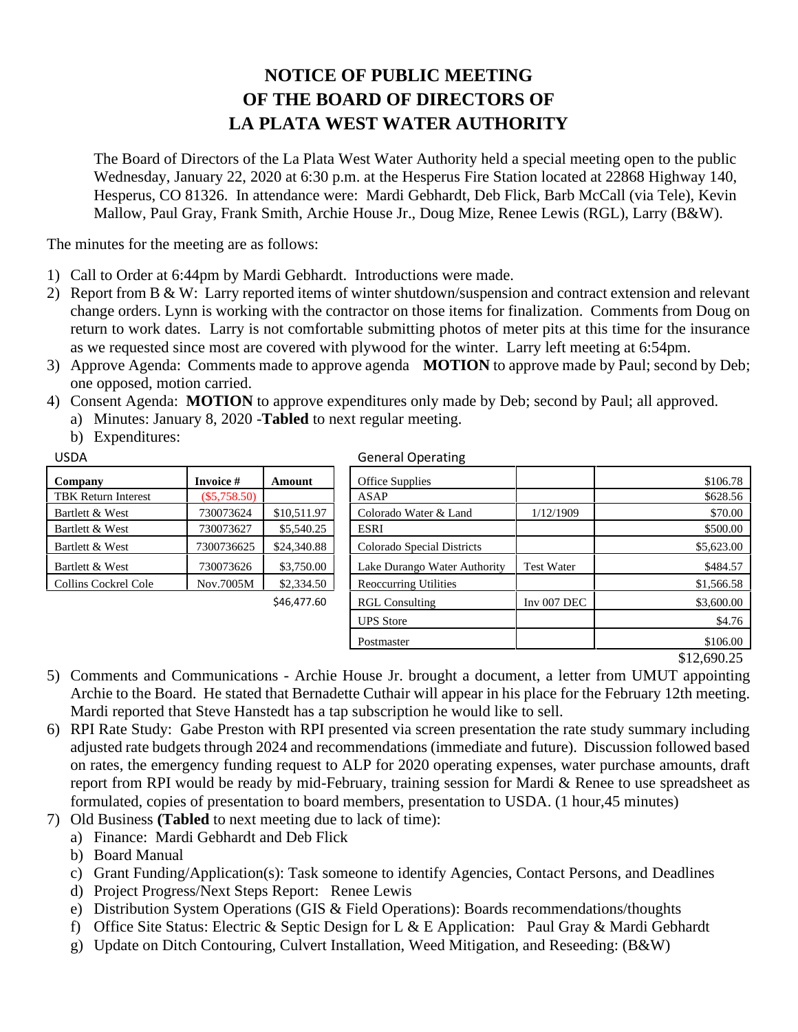# NOTICE OF PUBLIC MEETING
# OF THE BOARD OF DIRECTORS OF
# LA PLATA WEST WATER AUTHORITY

The Board of Directors of the La Plata West Water Authority held a special meeting open to the public Wednesday, January 22, 2020 at 6:30 p.m. at the Hesperus Fire Station located at 22868 Highway 140, Hesperus, CO 81326. In attendance were: Mardi Gebhardt, Deb Flick, Barb McCall (via Tele), Kevin Mallow, Paul Gray, Frank Smith, Archie House Jr., Doug Mize, Renee Lewis (RGL), Larry (B&W).

The minutes for the meeting are as follows:

1) Call to Order at 6:44pm by Mardi Gebhardt. Introductions were made.
2) Report from B & W: Larry reported items of winter shutdown/suspension and contract extension and relevant change orders. Lynn is working with the contractor on those items for finalization. Comments from Doug on return to work dates. Larry is not comfortable submitting photos of meter pits at this time for the insurance as we requested since most are covered with plywood for the winter. Larry left meeting at 6:54pm.
3) Approve Agenda: Comments made to approve agenda **MOTION** to approve made by Paul; second by Deb; one opposed, motion carried.
4) Consent Agenda: **MOTION** to approve expenditures only made by Deb; second by Paul; all approved.
   a) Minutes: January 8, 2020 -**Tabled** to next regular meeting.
   b) Expenditures:

USDA

| Company | Invoice # | Amount |
|---|---|---|
| TBK Return Interest | ($5,758.50) | |
| Bartlett & West | 730073624 | $10,511.97 |
| Bartlett & West | 730073627 | $5,540.25 |
| Bartlett & West | 7300736625 | $24,340.88 |
| Bartlett & West | 730073626 | $3,750.00 |
| Collins Cockrel Cole | Nov.7005M | $2,334.50 |
| | | $46,477.60 |

General Operating

| | | |
|---|---|---|
| Office Supplies | | $106.78 |
| ASAP | | $628.56 |
| Colorado Water & Land | 1/12/1909 | $70.00 |
| ESRI | | $500.00 |
| Colorado Special Districts | | $5,623.00 |
| Lake Durango Water Authority | Test Water | $484.57 |
| Reoccurring Utilities | | $1,566.58 |
| RGL Consulting | Inv 007 DEC | $3,600.00 |
| UPS Store | | $4.76 |
| Postmaster | | $106.00 |
| | | $12,690.25 |

5) Comments and Communications - Archie House Jr. brought a document, a letter from UMUT appointing Archie to the Board. He stated that Bernadette Cuthair will appear in his place for the February 12th meeting. Mardi reported that Steve Hanstedt has a tap subscription he would like to sell.
6) RPI Rate Study: Gabe Preston with RPI presented via screen presentation the rate study summary including adjusted rate budgets through 2024 and recommendations (immediate and future). Discussion followed based on rates, the emergency funding request to ALP for 2020 operating expenses, water purchase amounts, draft report from RPI would be ready by mid-February, training session for Mardi & Renee to use spreadsheet as formulated, copies of presentation to board members, presentation to USDA. (1 hour,45 minutes)
7) Old Business **(Tabled** to next meeting due to lack of time):
   a) Finance: Mardi Gebhardt and Deb Flick
   b) Board Manual
   c) Grant Funding/Application(s): Task someone to identify Agencies, Contact Persons, and Deadlines
   d) Project Progress/Next Steps Report: Renee Lewis
   e) Distribution System Operations (GIS & Field Operations): Boards recommendations/thoughts
   f) Office Site Status: Electric & Septic Design for L & E Application: Paul Gray & Mardi Gebhardt
   g) Update on Ditch Contouring, Culvert Installation, Weed Mitigation, and Reseeding: (B&W)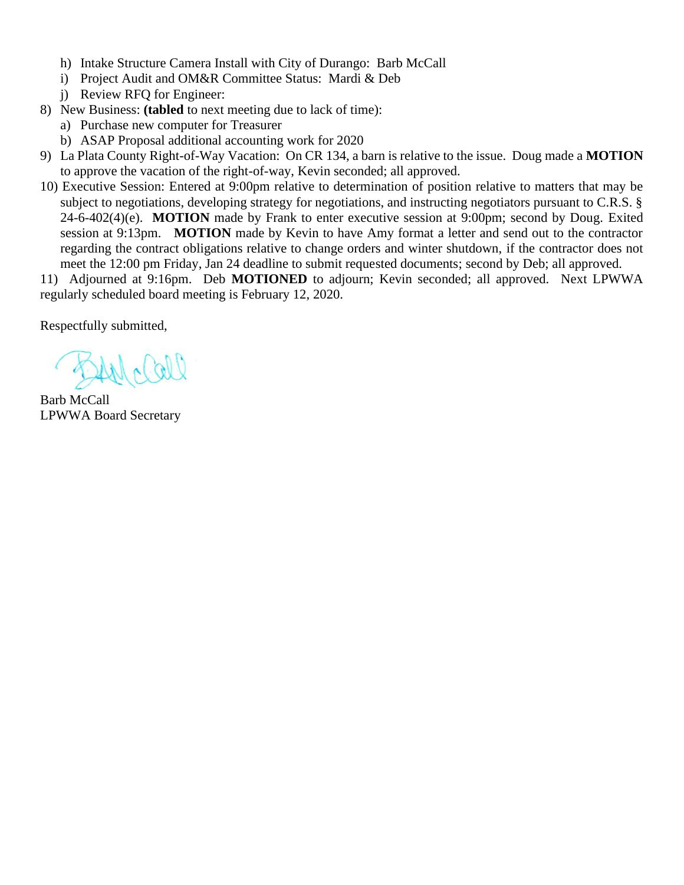h) Intake Structure Camera Install with City of Durango: Barb McCall
i) Project Audit and OM&R Committee Status: Mardi & Deb
j) Review RFQ for Engineer:

8) New Business: **(tabled** to next meeting due to lack of time):
    a) Purchase new computer for Treasurer
    b) ASAP Proposal additional accounting work for 2020
9) La Plata County Right-of-Way Vacation: On CR 134, a barn is relative to the issue. Doug made a **MOTION** to approve the vacation of the right-of-way, Kevin seconded; all approved.
10) Executive Session: Entered at 9:00pm relative to determination of position relative to matters that may be subject to negotiations, developing strategy for negotiations, and instructing negotiators pursuant to C.R.S. § 24-6-402(4)(e). **MOTION** made by Frank to enter executive session at 9:00pm; second by Doug. Exited session at 9:13pm. **MOTION** made by Kevin to have Amy format a letter and send out to the contractor regarding the contract obligations relative to change orders and winter shutdown, if the contractor does not meet the 12:00 pm Friday, Jan 24 deadline to submit requested documents; second by Deb; all approved.
11) Adjourned at 9:16pm. Deb **MOTIONED** to adjourn; Kevin seconded; all approved. Next LPWWA regularly scheduled board meeting is February 12, 2020.

Respectfully submitted,

Barb McCall
LPWWA Board Secretary